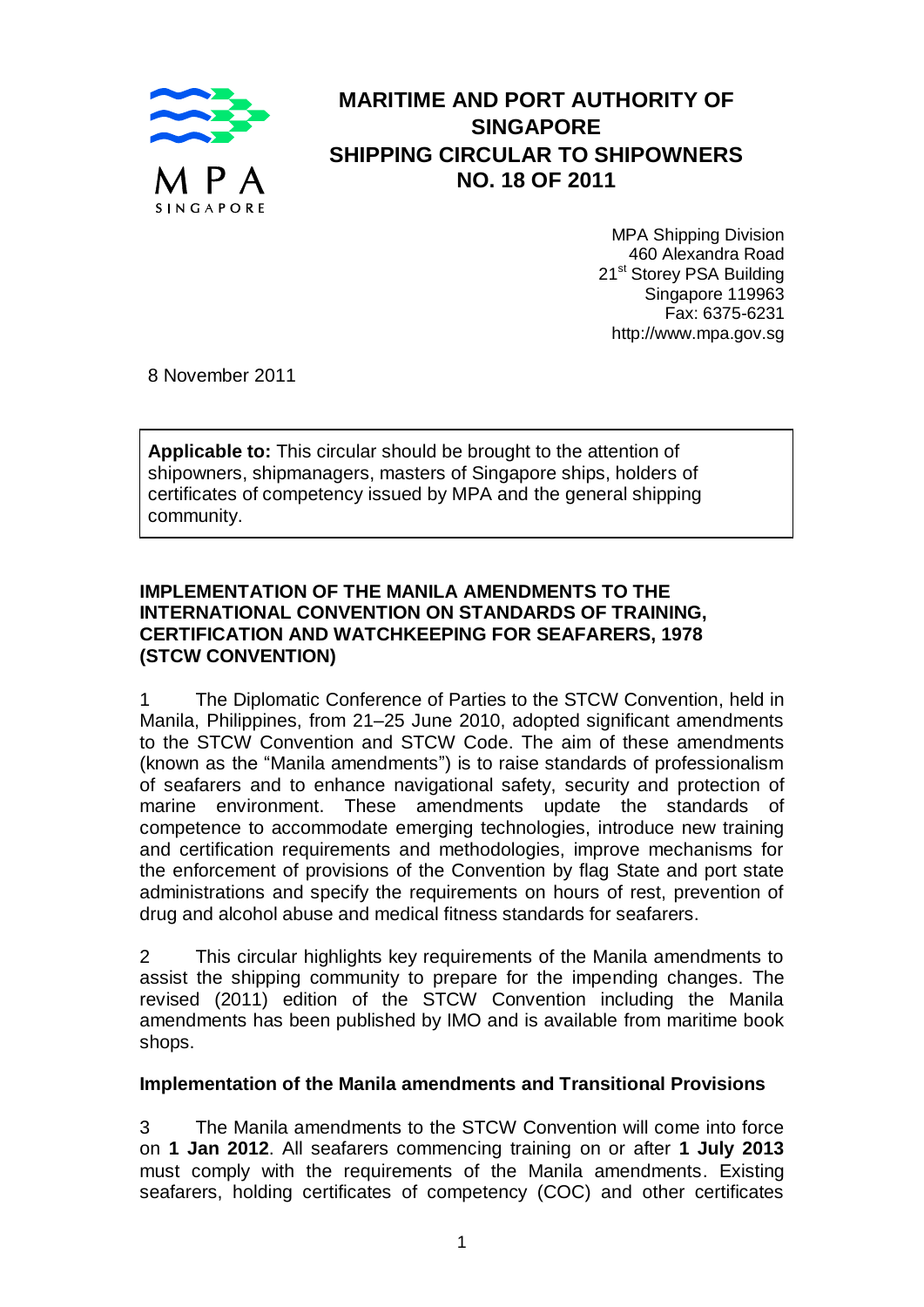MPA SINGAPORE

# MARITIME AND PORT AUTHORITY OF SINGAPORE
# SHIPPING CIRCULAR TO SHIPOWNERS
# NO. 18 OF 2011

MPA Shipping Division
460 Alexandra Road
21st Storey PSA Building
Singapore 119963
Fax: 6375-6231
http://www.mpa.gov.sg

8 November 2011

**Applicable to:** This circular should be brought to the attention of shipowners, shipmanagers, masters of Singapore ships, holders of certificates of competency issued by MPA and the general shipping community.

## IMPLEMENTATION OF THE MANILA AMENDMENTS TO THE INTERNATIONAL CONVENTION ON STANDARDS OF TRAINING, CERTIFICATION AND WATCHKEEPING FOR SEAFARERS, 1978 (STCW CONVENTION)

1 The Diplomatic Conference of Parties to the STCW Convention, held in Manila, Philippines, from 21–25 June 2010, adopted significant amendments to the STCW Convention and STCW Code. The aim of these amendments (known as the "Manila amendments") is to raise standards of professionalism of seafarers and to enhance navigational safety, security and protection of marine environment. These amendments update the standards of competence to accommodate emerging technologies, introduce new training and certification requirements and methodologies, improve mechanisms for the enforcement of provisions of the Convention by flag State and port state administrations and specify the requirements on hours of rest, prevention of drug and alcohol abuse and medical fitness standards for seafarers.

2 This circular highlights key requirements of the Manila amendments to assist the shipping community to prepare for the impending changes. The revised (2011) edition of the STCW Convention including the Manila amendments has been published by IMO and is available from maritime book shops.

### Implementation of the Manila amendments and Transitional Provisions

3 The Manila amendments to the STCW Convention will come into force on **1 Jan 2012**. All seafarers commencing training on or after **1 July 2013** must comply with the requirements of the Manila amendments. Existing seafarers, holding certificates of competency (COC) and other certificates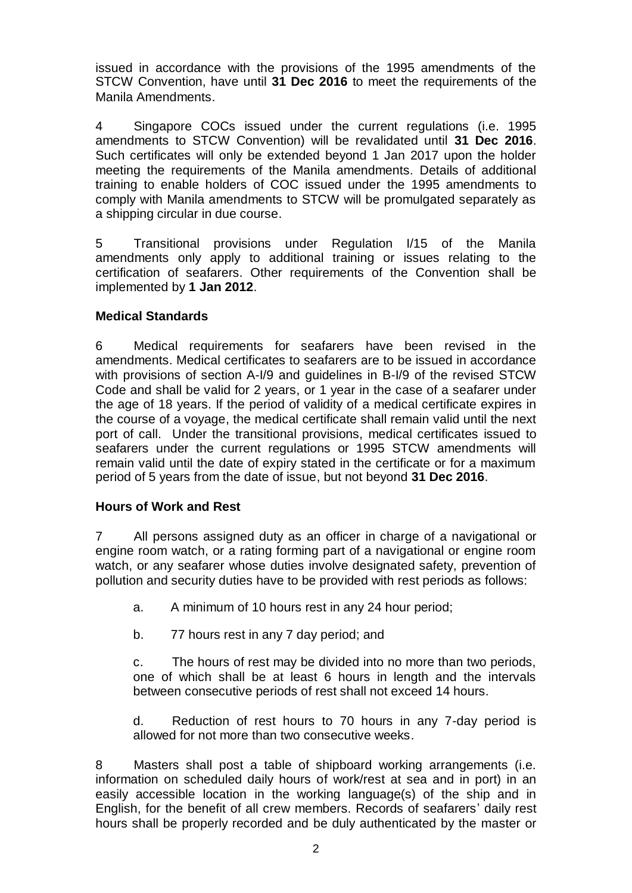issued in accordance with the provisions of the 1995 amendments of the STCW Convention, have until **31 Dec 2016** to meet the requirements of the Manila Amendments.

4 Singapore COCs issued under the current regulations (i.e. 1995 amendments to STCW Convention) will be revalidated until **31 Dec 2016**. Such certificates will only be extended beyond 1 Jan 2017 upon the holder meeting the requirements of the Manila amendments. Details of additional training to enable holders of COC issued under the 1995 amendments to comply with Manila amendments to STCW will be promulgated separately as a shipping circular in due course.

5 Transitional provisions under Regulation I/15 of the Manila amendments only apply to additional training or issues relating to the certification of seafarers. Other requirements of the Convention shall be implemented by **1 Jan 2012**.

**Medical Standards**

6 Medical requirements for seafarers have been revised in the amendments. Medical certificates to seafarers are to be issued in accordance with provisions of section A-I/9 and guidelines in B-I/9 of the revised STCW Code and shall be valid for 2 years, or 1 year in the case of a seafarer under the age of 18 years. If the period of validity of a medical certificate expires in the course of a voyage, the medical certificate shall remain valid until the next port of call. Under the transitional provisions, medical certificates issued to seafarers under the current regulations or 1995 STCW amendments will remain valid until the date of expiry stated in the certificate or for a maximum period of 5 years from the date of issue, but not beyond **31 Dec 2016**.

**Hours of Work and Rest**

7 All persons assigned duty as an officer in charge of a navigational or engine room watch, or a rating forming part of a navigational or engine room watch, or any seafarer whose duties involve designated safety, prevention of pollution and security duties have to be provided with rest periods as follows:

a. A minimum of 10 hours rest in any 24 hour period;

b. 77 hours rest in any 7 day period; and

c. The hours of rest may be divided into no more than two periods, one of which shall be at least 6 hours in length and the intervals between consecutive periods of rest shall not exceed 14 hours.

d. Reduction of rest hours to 70 hours in any 7-day period is allowed for not more than two consecutive weeks.

8 Masters shall post a table of shipboard working arrangements (i.e. information on scheduled daily hours of work/rest at sea and in port) in an easily accessible location in the working language(s) of the ship and in English, for the benefit of all crew members. Records of seafarers' daily rest hours shall be properly recorded and be duly authenticated by the master or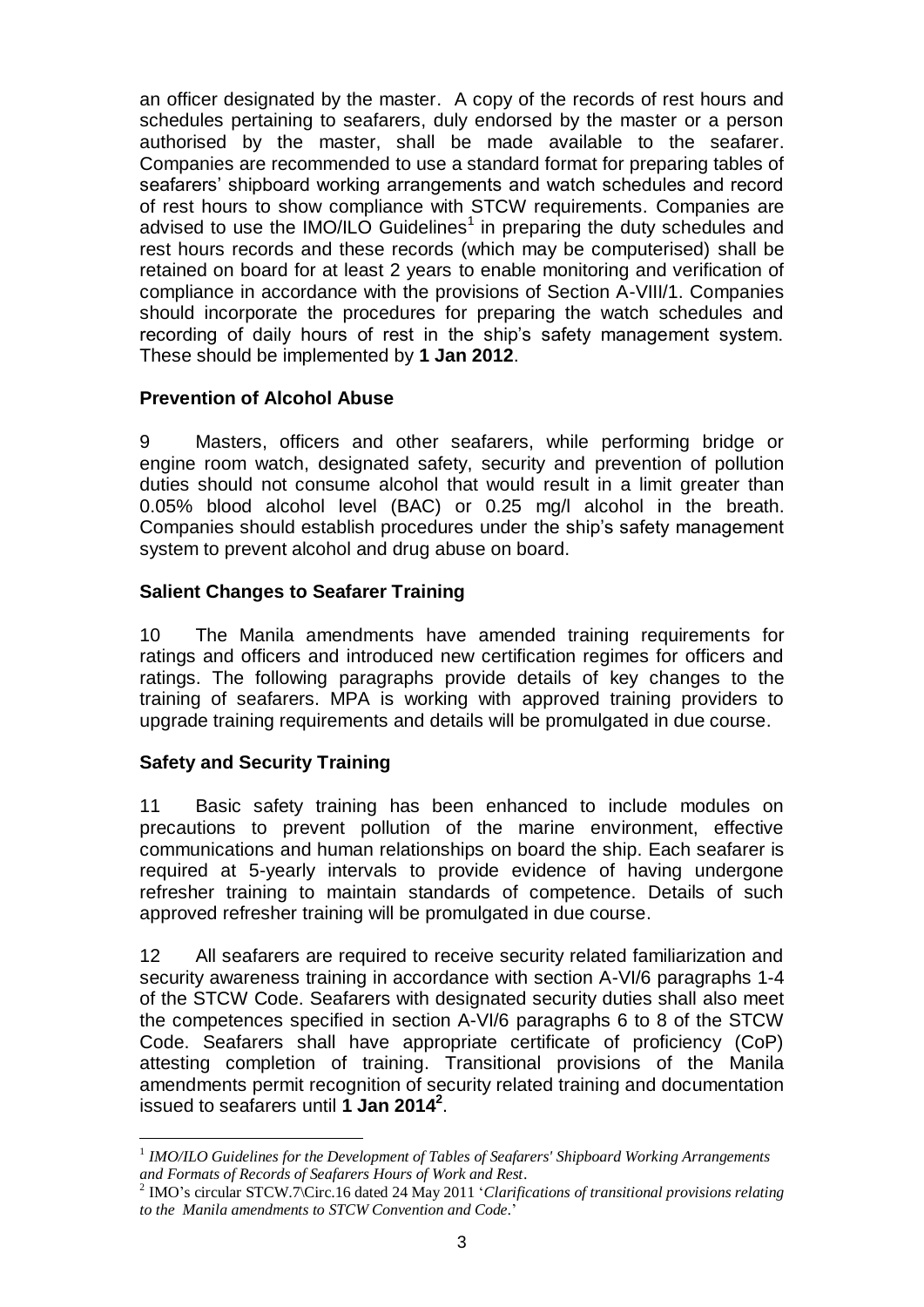an officer designated by the master. A copy of the records of rest hours and schedules pertaining to seafarers, duly endorsed by the master or a person authorised by the master, shall be made available to the seafarer. Companies are recommended to use a standard format for preparing tables of seafarers' shipboard working arrangements and watch schedules and record of rest hours to show compliance with STCW requirements. Companies are advised to use the IMO/ILO Guidelines[1] in preparing the duty schedules and rest hours records and these records (which may be computerised) shall be retained on board for at least 2 years to enable monitoring and verification of compliance in accordance with the provisions of Section A-VIII/1. Companies should incorporate the procedures for preparing the watch schedules and recording of daily hours of rest in the ship's safety management system. These should be implemented by **1 Jan 2012**.

**Prevention of Alcohol Abuse**

9 Masters, officers and other seafarers, while performing bridge or engine room watch, designated safety, security and prevention of pollution duties should not consume alcohol that would result in a limit greater than 0.05% blood alcohol level (BAC) or 0.25 mg/l alcohol in the breath. Companies should establish procedures under the ship's safety management system to prevent alcohol and drug abuse on board.

**Salient Changes to Seafarer Training**

10 The Manila amendments have amended training requirements for ratings and officers and introduced new certification regimes for officers and ratings. The following paragraphs provide details of key changes to the training of seafarers. MPA is working with approved training providers to upgrade training requirements and details will be promulgated in due course.

**Safety and Security Training**

11 Basic safety training has been enhanced to include modules on precautions to prevent pollution of the marine environment, effective communications and human relationships on board the ship. Each seafarer is required at 5-yearly intervals to provide evidence of having undergone refresher training to maintain standards of competence. Details of such approved refresher training will be promulgated in due course.

12 All seafarers are required to receive security related familiarization and security awareness training in accordance with section A-VI/6 paragraphs 1-4 of the STCW Code. Seafarers with designated security duties shall also meet the competences specified in section A-VI/6 paragraphs 6 to 8 of the STCW Code. Seafarers shall have appropriate certificate of proficiency (CoP) attesting completion of training. Transitional provisions of the Manila amendments permit recognition of security related training and documentation issued to seafarers until **1 Jan 2014**[2].

---

[1] *IMO/ILO Guidelines for the Development of Tables of Seafarers' Shipboard Working Arrangements and Formats of Records of Seafarers Hours of Work and Rest*.

[2] IMO's circular STCW.7\Circ.16 dated 24 May 2011 '*Clarifications of transitional provisions relating to the Manila amendments to STCW Convention and Code*.'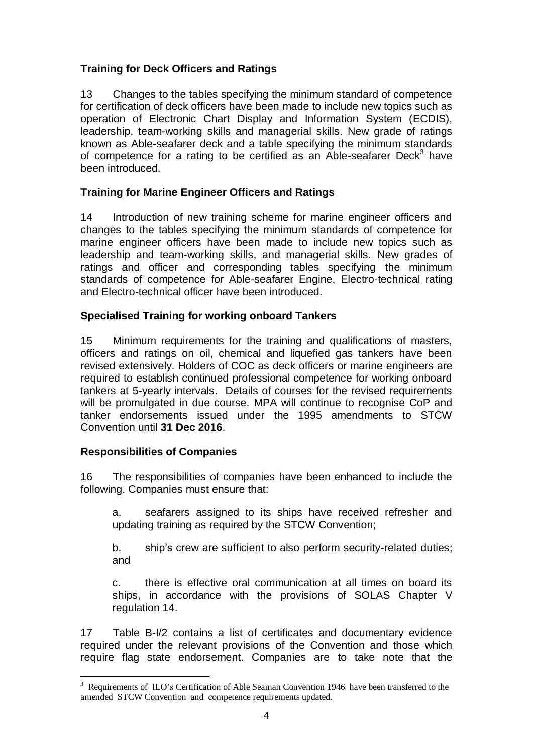**Training for Deck Officers and Ratings**

13 Changes to the tables specifying the minimum standard of competence for certification of deck officers have been made to include new topics such as operation of Electronic Chart Display and Information System (ECDIS), leadership, team-working skills and managerial skills. New grade of ratings known as Able-seafarer deck and a table specifying the minimum standards of competence for a rating to be certified as an Able-seafarer Deck[3] have been introduced.

**Training for Marine Engineer Officers and Ratings**

14 Introduction of new training scheme for marine engineer officers and changes to the tables specifying the minimum standards of competence for marine engineer officers have been made to include new topics such as leadership and team-working skills, and managerial skills. New grades of ratings and officer and corresponding tables specifying the minimum standards of competence for Able-seafarer Engine, Electro-technical rating and Electro-technical officer have been introduced.

**Specialised Training for working onboard Tankers**

15 Minimum requirements for the training and qualifications of masters, officers and ratings on oil, chemical and liquefied gas tankers have been revised extensively. Holders of COC as deck officers or marine engineers are required to establish continued professional competence for working onboard tankers at 5-yearly intervals. Details of courses for the revised requirements will be promulgated in due course. MPA will continue to recognise CoP and tanker endorsements issued under the 1995 amendments to STCW Convention until **31 Dec 2016**.

**Responsibilities of Companies**

16 The responsibilities of companies have been enhanced to include the following. Companies must ensure that:

a. seafarers assigned to its ships have received refresher and updating training as required by the STCW Convention;

b. ship's crew are sufficient to also perform security-related duties; and

c. there is effective oral communication at all times on board its ships, in accordance with the provisions of SOLAS Chapter V regulation 14.

17 Table B-I/2 contains a list of certificates and documentary evidence required under the relevant provisions of the Convention and those which require flag state endorsement. Companies are to take note that the

---

[3] Requirements of ILO's Certification of Able Seaman Convention 1946 have been transferred to the amended STCW Convention and competence requirements updated.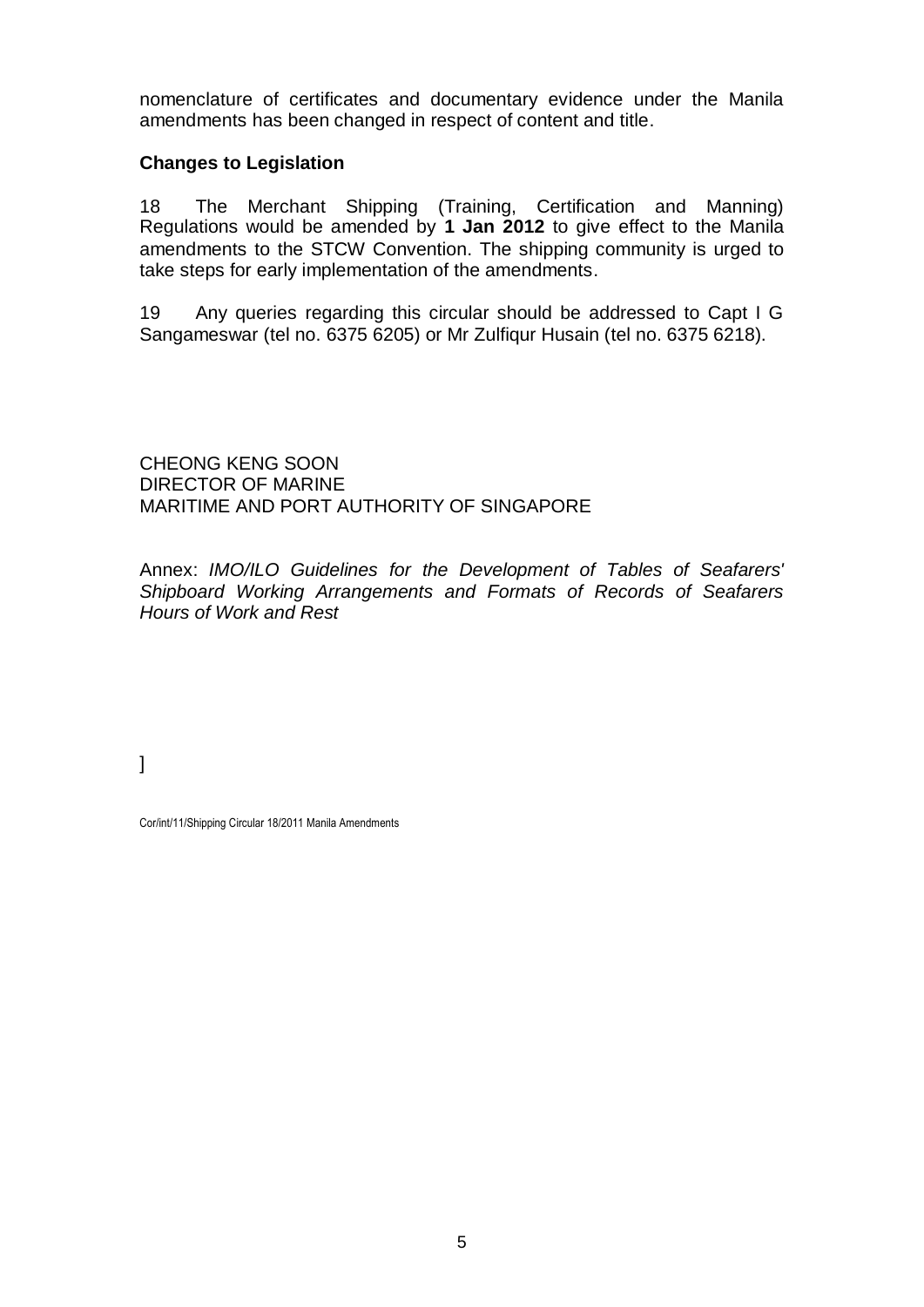nomenclature of certificates and documentary evidence under the Manila amendments has been changed in respect of content and title.

**Changes to Legislation**

18 The Merchant Shipping (Training, Certification and Manning) Regulations would be amended by **1 Jan 2012** to give effect to the Manila amendments to the STCW Convention. The shipping community is urged to take steps for early implementation of the amendments.

19 Any queries regarding this circular should be addressed to Capt I G Sangameswar (tel no. 6375 6205) or Mr Zulfiqur Husain (tel no. 6375 6218).

CHEONG KENG SOON
DIRECTOR OF MARINE
MARITIME AND PORT AUTHORITY OF SINGAPORE

Annex: *IMO/ILO Guidelines for the Development of Tables of Seafarers' Shipboard Working Arrangements and Formats of Records of Seafarers Hours of Work and Rest*

]

Cor/int/11/Shipping Circular 18/2011 Manila Amendments